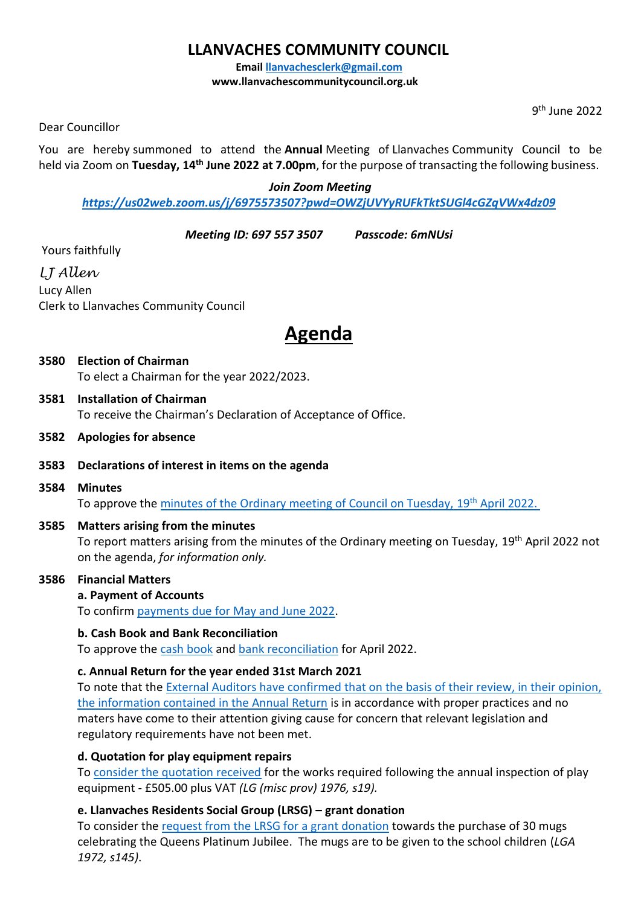# LLANVACHES COMMUNITY COUNCIL

**Email llanvachesclerk@gmail.com**
**www.llanvachescommunitycouncil.org.uk**

9th June 2022

Dear Councillor

You are hereby summoned to attend the **Annual** Meeting of Llanvaches Community Council to be held via Zoom on **Tuesday, 14th June 2022 at 7.00pm**, for the purpose of transacting the following business.

***Join Zoom Meeting***
***https://us02web.zoom.us/j/6975573507?pwd=OWZjUVYyRUFkTktSUGl4cGZqVWx4dz09***

***Meeting ID: 697 557 3507*** ***Passcode: 6mNUsi***

Yours faithfully

*LJ Allen*
Lucy Allen
Clerk to Llanvaches Community Council

# Agenda

**3580 Election of Chairman**
To elect a Chairman for the year 2022/2023.

**3581 Installation of Chairman**
To receive the Chairman's Declaration of Acceptance of Office.

**3582 Apologies for absence**

**3583 Declarations of interest in items on the agenda**

**3584 Minutes**
To approve the minutes of the Ordinary meeting of Council on Tuesday, 19th April 2022.

**3585 Matters arising from the minutes**
To report matters arising from the minutes of the Ordinary meeting on Tuesday, 19th April 2022 not on the agenda, *for information only.*

**3586 Financial Matters**

**a. Payment of Accounts**
To confirm payments due for May and June 2022.

**b. Cash Book and Bank Reconciliation**
To approve the cash book and bank reconciliation for April 2022.

**c. Annual Return for the year ended 31st March 2021**
To note that the External Auditors have confirmed that on the basis of their review, in their opinion, the information contained in the Annual Return is in accordance with proper practices and no maters have come to their attention giving cause for concern that relevant legislation and regulatory requirements have not been met.

**d. Quotation for play equipment repairs**
To consider the quotation received for the works required following the annual inspection of play equipment - £505.00 plus VAT *(LG (misc prov) 1976, s19).*

**e. Llanvaches Residents Social Group (LRSG) – grant donation**
To consider the request from the LRSG for a grant donation towards the purchase of 30 mugs celebrating the Queens Platinum Jubilee. The mugs are to be given to the school children (*LGA 1972, s145)*.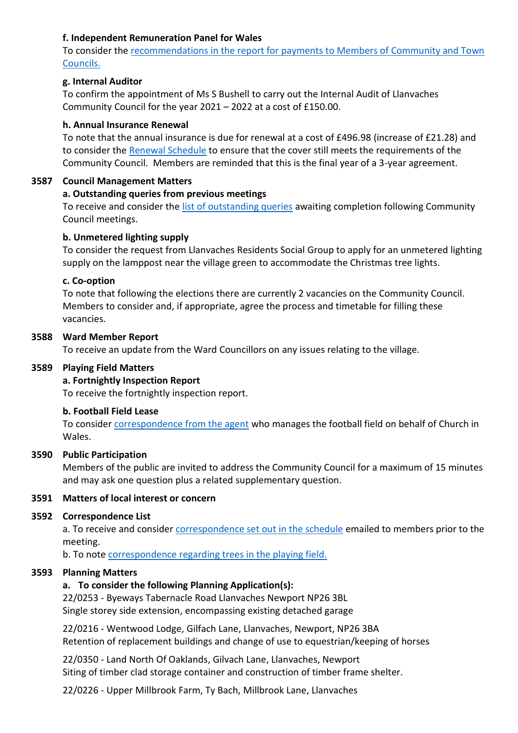**f. Independent Remuneration Panel for Wales**

To consider the recommendations in the report for payments to Members of Community and Town Councils.

**g. Internal Auditor**

To confirm the appointment of Ms S Bushell to carry out the Internal Audit of Llanvaches Community Council for the year 2021 – 2022 at a cost of £150.00.

**h. Annual Insurance Renewal**

To note that the annual insurance is due for renewal at a cost of £496.98 (increase of £21.28) and to consider the Renewal Schedule to ensure that the cover still meets the requirements of the Community Council. Members are reminded that this is the final year of a 3-year agreement.

**3587 Council Management Matters**

**a. Outstanding queries from previous meetings**

To receive and consider the list of outstanding queries awaiting completion following Community Council meetings.

**b. Unmetered lighting supply**

To consider the request from Llanvaches Residents Social Group to apply for an unmetered lighting supply on the lamppost near the village green to accommodate the Christmas tree lights.

**c. Co-option**

To note that following the elections there are currently 2 vacancies on the Community Council. Members to consider and, if appropriate, agree the process and timetable for filling these vacancies.

**3588 Ward Member Report**

To receive an update from the Ward Councillors on any issues relating to the village.

**3589 Playing Field Matters**

**a. Fortnightly Inspection Report**

To receive the fortnightly inspection report.

**b. Football Field Lease**

To consider correspondence from the agent who manages the football field on behalf of Church in Wales.

**3590 Public Participation**

Members of the public are invited to address the Community Council for a maximum of 15 minutes and may ask one question plus a related supplementary question.

**3591 Matters of local interest or concern**

**3592 Correspondence List**

a. To receive and consider correspondence set out in the schedule emailed to members prior to the meeting.

b. To note correspondence regarding trees in the playing field.

**3593 Planning Matters**

**a. To consider the following Planning Application(s):**

22/0253 - Byeways Tabernacle Road Llanvaches Newport NP26 3BL
Single storey side extension, encompassing existing detached garage

22/0216 - Wentwood Lodge, Gilfach Lane, Llanvaches, Newport, NP26 3BA
Retention of replacement buildings and change of use to equestrian/keeping of horses

22/0350 - Land North Of Oaklands, Gilvach Lane, Llanvaches, Newport
Siting of timber clad storage container and construction of timber frame shelter.

22/0226 - Upper Millbrook Farm, Ty Bach, Millbrook Lane, Llanvaches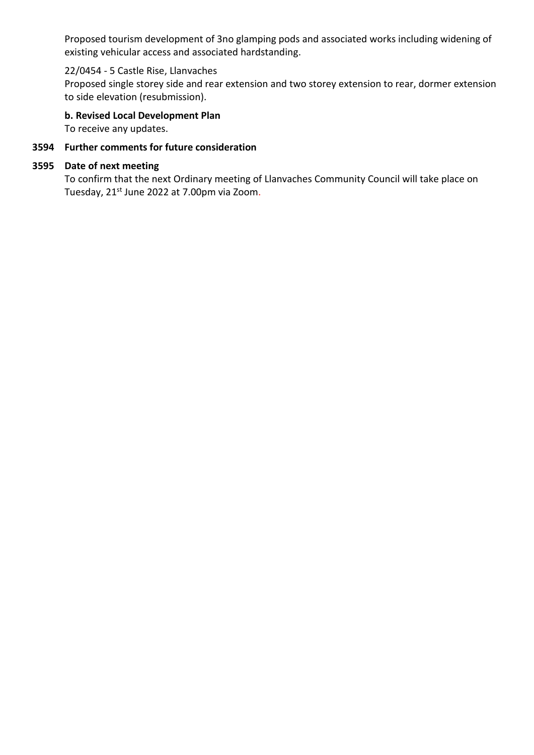Proposed tourism development of 3no glamping pods and associated works including widening of existing vehicular access and associated hardstanding.

22/0454 - 5 Castle Rise, Llanvaches
Proposed single storey side and rear extension and two storey extension to rear, dormer extension to side elevation (resubmission).

**b. Revised Local Development Plan**
To receive any updates.

**3594 Further comments for future consideration**

**3595 Date of next meeting**
To confirm that the next Ordinary meeting of Llanvaches Community Council will take place on Tuesday, 21st June 2022 at 7.00pm via Zoom.